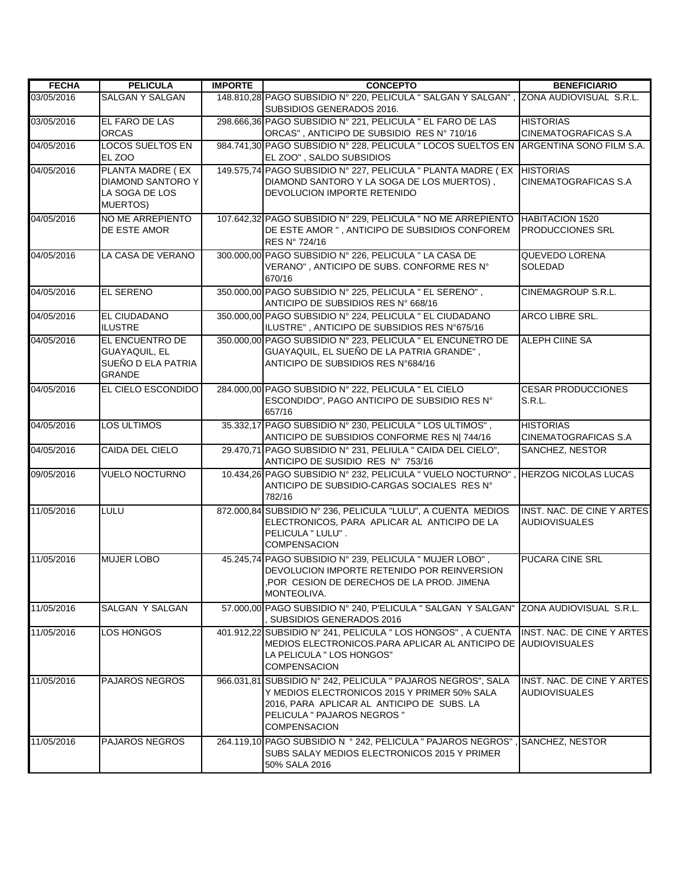| FECHA | PELICULA | IMPORTE | CONCEPTO | BENEFICIARIO |
| --- | --- | --- | --- | --- |
| 03/05/2016 | SALGAN Y SALGAN | 148.810,28 | PAGO SUBSIDIO N° 220, PELICULA " SALGAN Y SALGAN" , SUBSIDIOS GENERADOS 2016. | ZONA AUDIOVISUAL S.R.L. |
| 03/05/2016 | EL FARO DE LAS ORCAS | 298.666,36 | PAGO SUBSIDIO N° 221, PELICULA " EL FARO DE LAS ORCAS" , ANTICIPO DE SUBSIDIO RES N° 710/16 | HISTORIAS CINEMATOGRAFICAS S.A |
| 04/05/2016 | LOCOS SUELTOS EN EL ZOO | 984.741,30 | PAGO SUBSIDIO N° 228, PELICULA " LOCOS SUELTOS EN EL ZOO" , SALDO SUBSIDIOS | ARGENTINA SONO FILM S.A. |
| 04/05/2016 | PLANTA MADRE ( EX DIAMOND SANTORO Y LA SOGA DE LOS MUERTOS) | 149.575,74 | PAGO SUBSIDIO N° 227, PELICULA " PLANTA MADRE ( EX DIAMOND SANTORO Y LA SOGA DE LOS MUERTOS) , DEVOLUCION IMPORTE RETENIDO | HISTORIAS CINEMATOGRAFICAS S.A |
| 04/05/2016 | NO ME ARREPIENTO DE ESTE AMOR | 107.642,32 | PAGO SUBSIDIO N° 229, PELICULA " NO ME ARREPIENTO DE ESTE AMOR " , ANTICIPO DE SUBSIDIOS CONFOREM RES N° 724/16 | HABITACION 1520 PRODUCCIONES SRL |
| 04/05/2016 | LA CASA DE VERANO | 300.000,00 | PAGO SUBSIDIO N° 226, PELICULA " LA CASA DE VERANO" , ANTICIPO DE SUBS. CONFORME RES N° 670/16 | QUEVEDO LORENA SOLEDAD |
| 04/05/2016 | EL SERENO | 350.000,00 | PAGO SUBSIDIO N° 225, PELICULA " EL SERENO" , ANTICIPO DE SUBSIDIOS RES N° 668/16 | CINEMAGROUP S.R.L. |
| 04/05/2016 | EL CIUDADANO ILUSTRE | 350.000,00 | PAGO SUBSIDIO N° 224, PELICULA " EL CIUDADANO ILUSTRE" , ANTICIPO DE SUBSIDIOS RES N°675/16 | ARCO LIBRE SRL. |
| 04/05/2016 | EL ENCUENTRO DE GUAYAQUIL, EL SUEÑO D ELA PATRIA GRANDE | 350.000,00 | PAGO SUBSIDIO N° 223, PELICULA " EL ENCUNETRO DE GUAYAQUIL, EL SUEÑO DE LA PATRIA GRANDE" , ANTICIPO DE SUBSIDIOS RES N°684/16 | ALEPH CIINE SA |
| 04/05/2016 | EL CIELO ESCONDIDO | 284.000,00 | PAGO SUBSIDIO N° 222, PELICULA " EL CIELO ESCONDIDO", PAGO ANTICIPO DE SUBSIDIO RES N° 657/16 | CESAR PRODUCCIONES S.R.L. |
| 04/05/2016 | LOS ULTIMOS | 35.332,17 | PAGO SUBSIDIO N° 230, PELICULA " LOS ULTIMOS" , ANTICIPO DE SUBSIDIOS CONFORME RES N\| 744/16 | HISTORIAS CINEMATOGRAFICAS S.A |
| 04/05/2016 | CAIDA DEL CIELO | 29.470,71 | PAGO SUBSIDIO N° 231, PELIULA " CAIDA DEL CIELO", ANTICIPO DE SUSIDIO RES N° 753/16 | SANCHEZ, NESTOR |
| 09/05/2016 | VUELO NOCTURNO | 10.434,26 | PAGO SUBSIDIO N° 232, PELICULA " VUELO NOCTURNO" , ANTICIPO DE SUBSIDIO-CARGAS SOCIALES RES N° 782/16 | HERZOG NICOLAS LUCAS |
| 11/05/2016 | LULU | 872.000,84 | SUBSIDIO N° 236, PELICULA "LULU", A CUENTA MEDIOS ELECTRONICOS, PARA APLICAR AL ANTICIPO DE LA PELICULA " LULU" . COMPENSACION | INST. NAC. DE CINE Y ARTES AUDIOVISUALES |
| 11/05/2016 | MUJER LOBO | 45.245,74 | PAGO SUBSIDIO N° 239, PELICULA " MUJER LOBO" , DEVOLUCION IMPORTE RETENIDO POR REINVERSION ,POR CESION DE DERECHOS DE LA PROD. JIMENA MONTEOLIVA. | PUCARA CINE SRL |
| 11/05/2016 | SALGAN Y SALGAN | 57.000,00 | PAGO SUBSIDIO N° 240, P'ELICULA " SALGAN Y SALGAN" , SUBSIDIOS GENERADOS 2016 | ZONA AUDIOVISUAL S.R.L. |
| 11/05/2016 | LOS HONGOS | 401.912,22 | SUBSIDIO N° 241, PELICULA " LOS HONGOS" , A CUENTA MEDIOS ELECTRONICOS.PARA APLICAR AL ANTICIPO DE LA PELICULA " LOS HONGOS" COMPENSACION | INST. NAC. DE CINE Y ARTES AUDIOVISUALES |
| 11/05/2016 | PAJAROS NEGROS | 966.031,81 | SUBSIDIO N° 242, PELICULA " PAJAROS NEGROS", SALA Y MEDIOS ELECTRONICOS 2015 Y PRIMER 50% SALA 2016, PARA APLICAR AL ANTICIPO DE SUBS. LA PELICULA " PAJAROS NEGROS " COMPENSACION | INST. NAC. DE CINE Y ARTES AUDIOVISUALES |
| 11/05/2016 | PAJAROS NEGROS | 264.119,10 | PAGO SUBSIDIO N ° 242, PELICULA " PAJAROS NEGROS" , SUBS SALAY MEDIOS ELECTRONICOS 2015 Y PRIMER 50% SALA 2016 | SANCHEZ, NESTOR |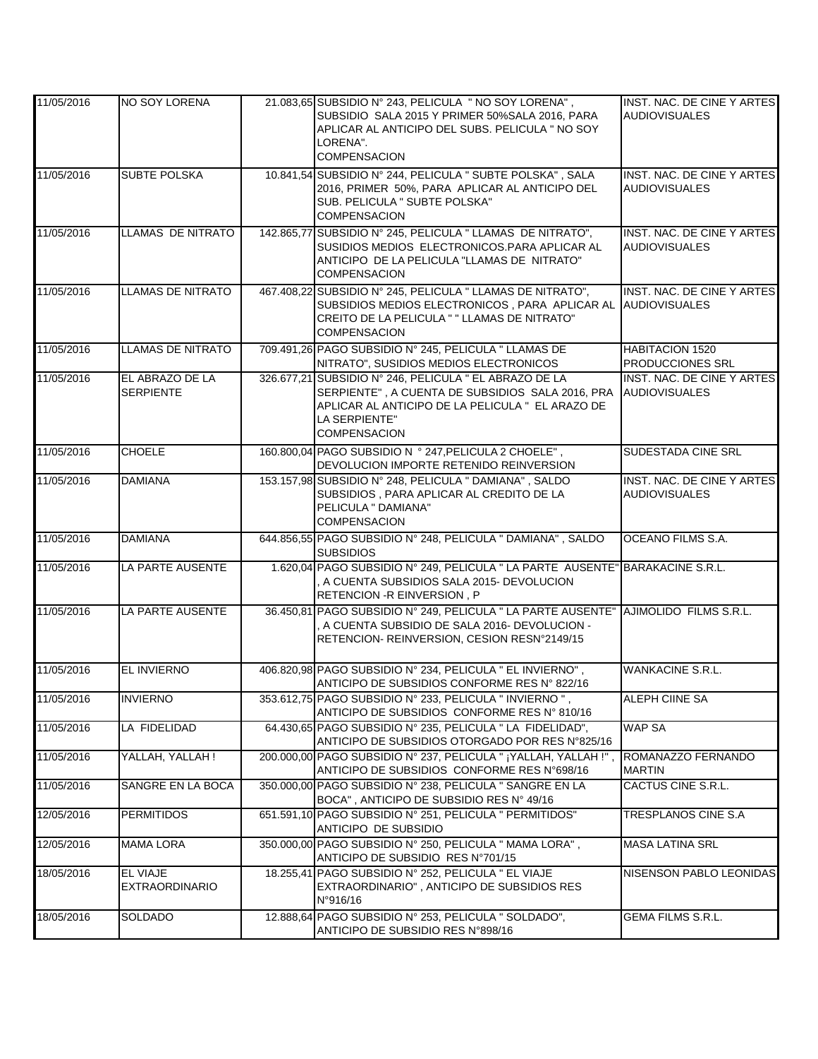| | | | | |
|---|---|---|---|---|
| 11/05/2016 | NO SOY LORENA | 21.083,65 | SUBSIDIO N° 243, PELICULA " NO SOY LORENA", SUBSIDIO SALA 2015 Y PRIMER 50%SALA 2016, PARA APLICAR AL ANTICIPO DEL SUBS. PELICULA " NO SOY LORENA". COMPENSACION | INST. NAC. DE CINE Y ARTES AUDIOVISUALES |
| 11/05/2016 | SUBTE POLSKA | 10.841,54 | SUBSIDIO N° 244, PELICULA " SUBTE POLSKA" , SALA 2016, PRIMER 50%, PARA APLICAR AL ANTICIPO DEL SUB. PELICULA " SUBTE POLSKA" COMPENSACION | INST. NAC. DE CINE Y ARTES AUDIOVISUALES |
| 11/05/2016 | LLAMAS DE NITRATO | 142.865,77 | SUBSIDIO N° 245, PELICULA " LLAMAS DE NITRATO", SUSIDIOS MEDIOS ELECTRONICOS.PARA APLICAR AL ANTICIPO DE LA PELICULA "LLAMAS DE NITRATO" COMPENSACION | INST. NAC. DE CINE Y ARTES AUDIOVISUALES |
| 11/05/2016 | LLAMAS DE NITRATO | 467.408,22 | SUBSIDIO N° 245, PELICULA " LLAMAS DE NITRATO", SUBSIDIOS MEDIOS ELECTRONICOS , PARA APLICAR AL CREITO DE LA PELICULA " " LLAMAS DE NITRATO" COMPENSACION | INST. NAC. DE CINE Y ARTES AUDIOVISUALES |
| 11/05/2016 | LLAMAS DE NITRATO | 709.491,26 | PAGO SUBSIDIO N° 245, PELICULA " LLAMAS DE NITRATO", SUSIDIOS MEDIOS ELECTRONICOS | HABITACION 1520 PRODUCCIONES SRL |
| 11/05/2016 | EL ABRAZO DE LA SERPIENTE | 326.677,21 | SUBSIDIO N° 246, PELICULA " EL ABRAZO DE LA SERPIENTE" , A CUENTA DE SUBSIDIOS SALA 2016, PRA APLICAR AL ANTICIPO DE LA PELICULA " EL ARAZO DE LA SERPIENTE" COMPENSACION | INST. NAC. DE CINE Y ARTES AUDIOVISUALES |
| 11/05/2016 | CHOELE | 160.800,04 | PAGO SUBSIDIO N ° 247,PELICULA 2 CHOELE" , DEVOLUCION IMPORTE RETENIDO REINVERSION | SUDESTADA CINE SRL |
| 11/05/2016 | DAMIANA | 153.157,98 | SUBSIDIO N° 248, PELICULA " DAMIANA" , SALDO SUBSIDIOS , PARA APLICAR AL CREDITO DE LA PELICULA " DAMIANA" COMPENSACION | INST. NAC. DE CINE Y ARTES AUDIOVISUALES |
| 11/05/2016 | DAMIANA | 644.856,55 | PAGO SUBSIDIO N° 248, PELICULA " DAMIANA" , SALDO SUBSIDIOS | OCEANO FILMS S.A. |
| 11/05/2016 | LA PARTE AUSENTE | 1.620,04 | PAGO SUBSIDIO N° 249, PELICULA " LA PARTE AUSENTE" , A CUENTA SUBSIDIOS SALA 2015- DEVOLUCION RETENCION -R EINVERSION , P | BARAKACINE S.R.L. |
| 11/05/2016 | LA PARTE AUSENTE | 36.450,81 | PAGO SUBSIDIO N° 249, PELICULA " LA PARTE AUSENTE" , A CUENTA SUBSIDIO DE SALA 2016- DEVOLUCION - RETENCION- REINVERSION, CESION RESN°2149/15 | AJIMOLIDO FILMS S.R.L. |
| 11/05/2016 | EL INVIERNO | 406.820,98 | PAGO SUBSIDIO N° 234, PELICULA " EL INVIERNO" , ANTICIPO DE SUBSIDIOS CONFORME RES N° 822/16 | WANKACINE S.R.L. |
| 11/05/2016 | INVIERNO | 353.612,75 | PAGO SUBSIDIO N° 233, PELICULA " INVIERNO " , ANTICIPO DE SUBSIDIOS CONFORME RES N° 810/16 | ALEPH CIINE SA |
| 11/05/2016 | LA FIDELIDAD | 64.430,65 | PAGO SUBSIDIO N° 235, PELICULA " LA FIDELIDAD", ANTICIPO DE SUBSIDIOS OTORGADO POR RES N°825/16 | WAP SA |
| 11/05/2016 | YALLAH, YALLAH ! | 200.000,00 | PAGO SUBSIDIO N° 237, PELICULA " ¡YALLAH, YALLAH !" , ANTICIPO DE SUBSIDIOS CONFORME RES N°698/16 | ROMANAZZO FERNANDO MARTIN |
| 11/05/2016 | SANGRE EN LA BOCA | 350.000,00 | PAGO SUBSIDIO N° 238, PELICULA " SANGRE EN LA BOCA" , ANTICIPO DE SUBSIDIO RES N° 49/16 | CACTUS CINE S.R.L. |
| 12/05/2016 | PERMITIDOS | 651.591,10 | PAGO SUBSIDIO N° 251, PELICULA " PERMITIDOS" ANTICIPO DE SUBSIDIO | TRESPLANOS CINE S.A |
| 12/05/2016 | MAMA LORA | 350.000,00 | PAGO SUBSIDIO N° 250, PELICULA " MAMA LORA" , ANTICIPO DE SUBSIDIO RES N°701/15 | MASA LATINA SRL |
| 18/05/2016 | EL VIAJE EXTRAORDINARIO | 18.255,41 | PAGO SUBSIDIO N° 252, PELICULA " EL VIAJE EXTRAORDINARIO" , ANTICIPO DE SUBSIDIOS RES N°916/16 | NISENSON PABLO LEONIDAS |
| 18/05/2016 | SOLDADO | 12.888,64 | PAGO SUBSIDIO N° 253, PELICULA " SOLDADO", ANTICIPO DE SUBSIDIO RES N°898/16 | GEMA FILMS S.R.L. |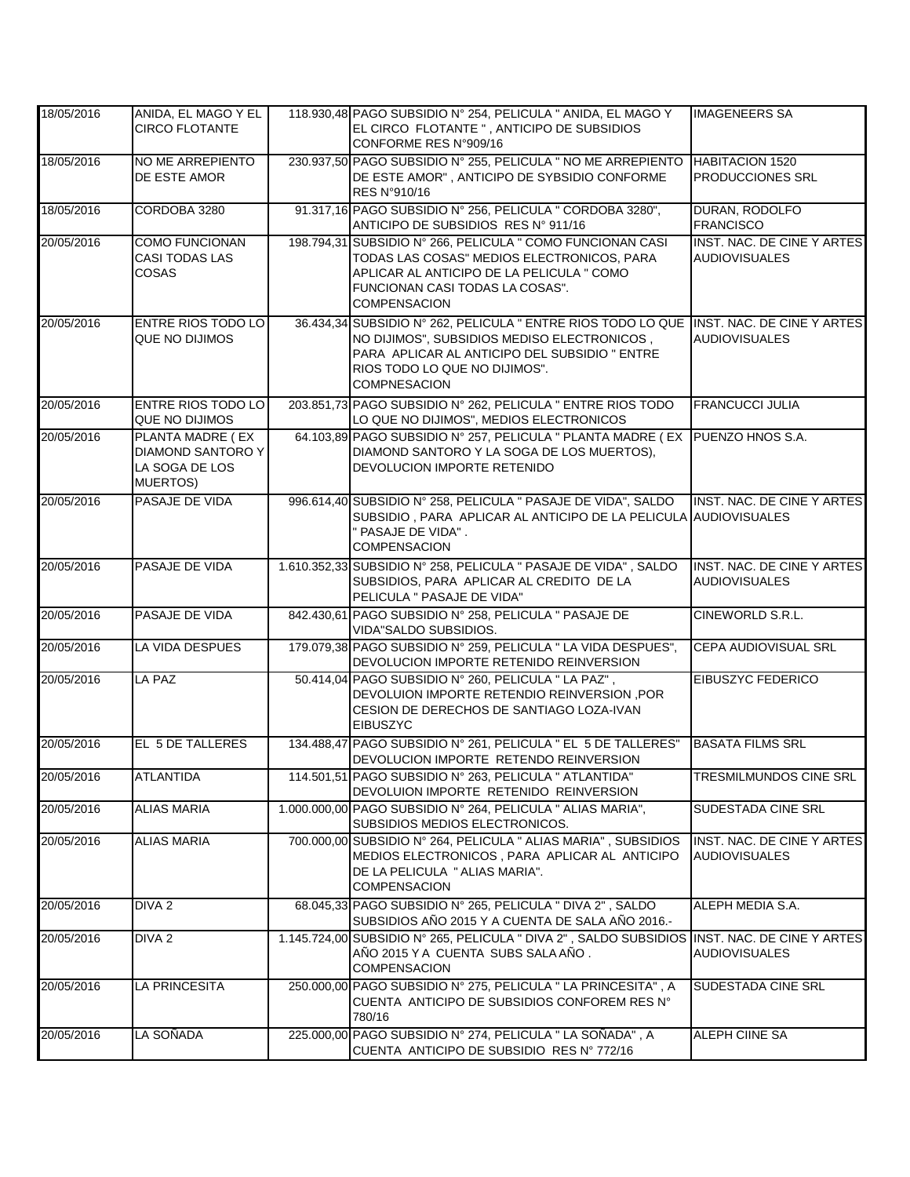| | | | | |
|---|---|---|---|---|
| 18/05/2016 | ANIDA, EL MAGO Y EL CIRCO FLOTANTE | 118.930,48 | PAGO SUBSIDIO N° 254, PELICULA " ANIDA, EL MAGO Y EL CIRCO FLOTANTE " , ANTICIPO DE SUBSIDIOS CONFORME RES N°909/16 | IMAGENEERS SA |
| 18/05/2016 | NO ME ARREPIENTO DE ESTE AMOR | 230.937,50 | PAGO SUBSIDIO N° 255, PELICULA " NO ME ARREPIENTO DE ESTE AMOR" , ANTICIPO DE SYBSIDIO CONFORME RES N°910/16 | HABITACION 1520 PRODUCCIONES SRL |
| 18/05/2016 | CORDOBA 3280 | 91.317,16 | PAGO SUBSIDIO N° 256, PELICULA " CORDOBA 3280", ANTICIPO DE SUBSIDIOS RES N° 911/16 | DURAN, RODOLFO FRANCISCO |
| 20/05/2016 | COMO FUNCIONAN CASI TODAS LAS COSAS | 198.794,31 | SUBSIDIO N° 266, PELICULA " COMO FUNCIONAN CASI TODAS LAS COSAS" MEDIOS ELECTRONICOS, PARA APLICAR AL ANTICIPO DE LA PELICULA " COMO FUNCIONAN CASI TODAS LA COSAS". COMPENSACION | INST. NAC. DE CINE Y ARTES AUDIOVISUALES |
| 20/05/2016 | ENTRE RIOS TODO LO QUE NO DIJIMOS | 36.434,34 | SUBSIDIO N° 262, PELICULA " ENTRE RIOS TODO LO QUE NO DIJIMOS", SUBSIDIOS MEDISO ELECTRONICOS , PARA APLICAR AL ANTICIPO DEL SUBSIDIO " ENTRE RIOS TODO LO QUE NO DIJIMOS". COMPNESACION | INST. NAC. DE CINE Y ARTES AUDIOVISUALES |
| 20/05/2016 | ENTRE RIOS TODO LO QUE NO DIJIMOS | 203.851,73 | PAGO SUBSIDIO N° 262, PELICULA " ENTRE RIOS TODO LO QUE NO DIJIMOS", MEDIOS ELECTRONICOS | FRANCUCCI JULIA |
| 20/05/2016 | PLANTA MADRE ( EX DIAMOND SANTORO Y LA SOGA DE LOS MUERTOS) | 64.103,89 | PAGO SUBSIDIO N° 257, PELICULA " PLANTA MADRE ( EX DIAMOND SANTORO Y LA SOGA DE LOS MUERTOS), DEVOLUCION IMPORTE RETENIDO | PUENZO HNOS S.A. |
| 20/05/2016 | PASAJE DE VIDA | 996.614,40 | SUBSIDIO N° 258, PELICULA " PASAJE DE VIDA", SALDO SUBSIDIO , PARA APLICAR AL ANTICIPO DE LA PELICULA " PASAJE DE VIDA" . COMPENSACION | INST. NAC. DE CINE Y ARTES AUDIOVISUALES |
| 20/05/2016 | PASAJE DE VIDA | 1.610.352,33 | SUBSIDIO N° 258, PELICULA " PASAJE DE VIDA" , SALDO SUBSIDIOS, PARA APLICAR AL CREDITO DE LA PELICULA " PASAJE DE VIDA" | INST. NAC. DE CINE Y ARTES AUDIOVISUALES |
| 20/05/2016 | PASAJE DE VIDA | 842.430,61 | PAGO SUBSIDIO N° 258, PELICULA " PASAJE DE VIDA"SALDO SUBSIDIOS. | CINEWORLD S.R.L. |
| 20/05/2016 | LA VIDA DESPUES | 179.079,38 | PAGO SUBSIDIO N° 259, PELICULA " LA VIDA DESPUES", DEVOLUCION IMPORTE RETENIDO REINVERSION | CEPA AUDIOVISUAL SRL |
| 20/05/2016 | LA PAZ | 50.414,04 | PAGO SUBSIDIO N° 260, PELICULA " LA PAZ" , DEVOLUION IMPORTE RETENDIO REINVERSION ,POR CESION DE DERECHOS DE SANTIAGO LOZA-IVAN EIBUSZYC | EIBUSZYC FEDERICO |
| 20/05/2016 | EL 5 DE TALLERES | 134.488,47 | PAGO SUBSIDIO N° 261, PELICULA " EL 5 DE TALLERES" DEVOLUCION IMPORTE RETENDO REINVERSION | BASATA FILMS SRL |
| 20/05/2016 | ATLANTIDA | 114.501,51 | PAGO SUBSIDIO N° 263, PELICULA " ATLANTIDA" DEVOLUION IMPORTE RETENIDO REINVERSION | TRESMILMUNDOS CINE SRL |
| 20/05/2016 | ALIAS MARIA | 1.000.000,00 | PAGO SUBSIDIO N° 264, PELICULA " ALIAS MARIA", SUBSIDIOS MEDIOS ELECTRONICOS. | SUDESTADA CINE SRL |
| 20/05/2016 | ALIAS MARIA | 700.000,00 | SUBSIDIO N° 264, PELICULA " ALIAS MARIA" , SUBSIDIOS MEDIOS ELECTRONICOS , PARA APLICAR AL ANTICIPO DE LA PELICULA " ALIAS MARIA". COMPENSACION | INST. NAC. DE CINE Y ARTES AUDIOVISUALES |
| 20/05/2016 | DIVA 2 | 68.045,33 | PAGO SUBSIDIO N° 265, PELICULA " DIVA 2" , SALDO SUBSIDIOS AÑO 2015 Y A CUENTA DE SALA AÑO 2016.- | ALEPH MEDIA S.A. |
| 20/05/2016 | DIVA 2 | 1.145.724,00 | SUBSIDIO N° 265, PELICULA " DIVA 2" , SALDO SUBSIDIOS AÑO 2015 Y A CUENTA SUBS SALA AÑO . COMPENSACION | INST. NAC. DE CINE Y ARTES AUDIOVISUALES |
| 20/05/2016 | LA PRINCESITA | 250.000,00 | PAGO SUBSIDIO N° 275, PELICULA " LA PRINCESITA" , A CUENTA ANTICIPO DE SUBSIDIOS CONFOREM RES N° 780/16 | SUDESTADA CINE SRL |
| 20/05/2016 | LA SOÑADA | 225.000,00 | PAGO SUBSIDIO N° 274, PELICULA " LA SOÑADA" , A CUENTA ANTICIPO DE SUBSIDIO RES N° 772/16 | ALEPH CIINE SA |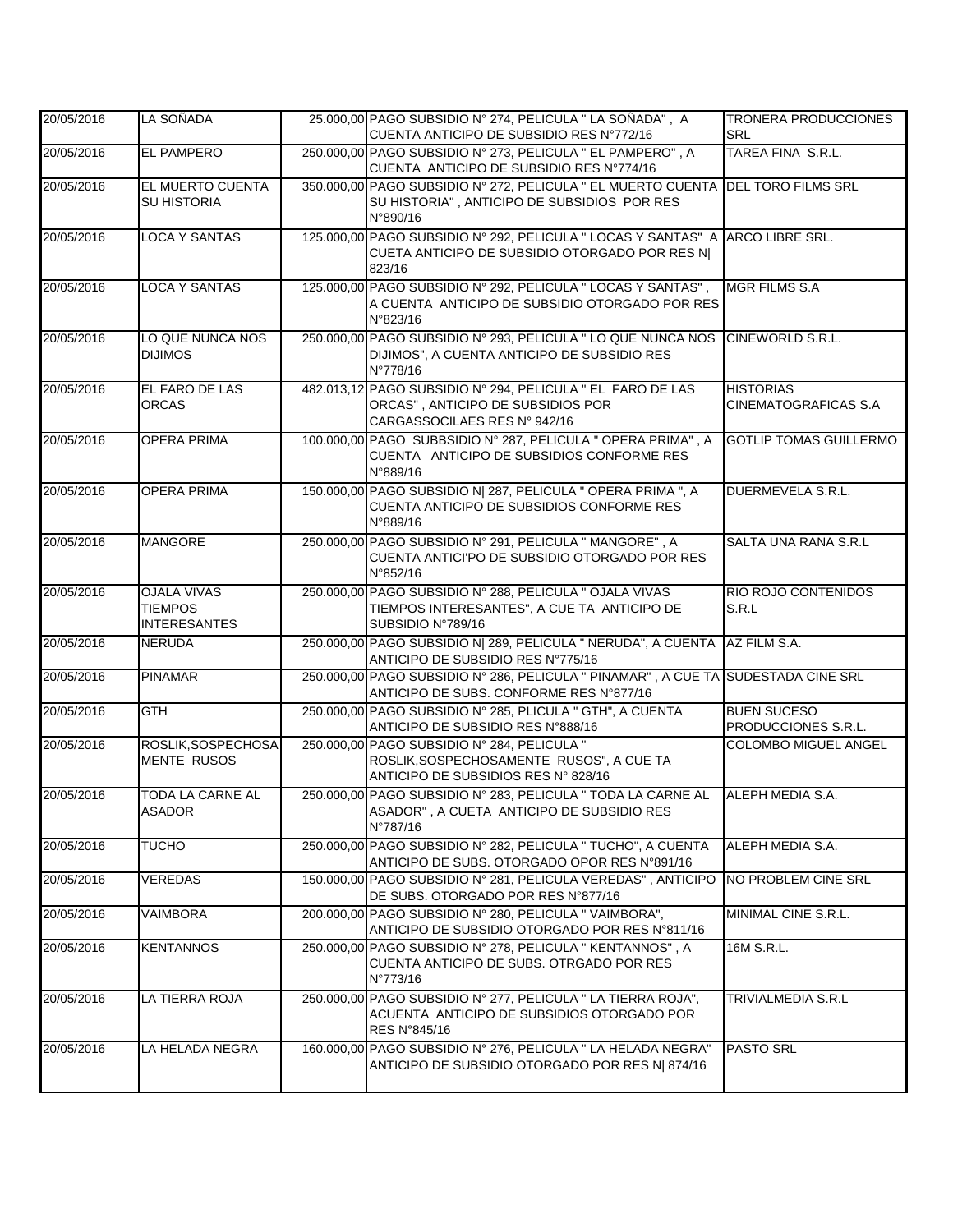| | | | | |
|---|---|---|---|---|
| 20/05/2016 | LA SOÑADA | 25.000,00 | PAGO SUBSIDIO N° 274, PELICULA " LA SOÑADA" , A CUENTA ANTICIPO DE SUBSIDIO RES N°772/16 | TRONERA PRODUCCIONES SRL |
| 20/05/2016 | EL PAMPERO | 250.000,00 | PAGO SUBSIDIO N° 273, PELICULA " EL PAMPERO" , A CUENTA ANTICIPO DE SUBSIDIO RES N°774/16 | TAREA FINA S.R.L. |
| 20/05/2016 | EL MUERTO CUENTA SU HISTORIA | 350.000,00 | PAGO SUBSIDIO N° 272, PELICULA " EL MUERTO CUENTA SU HISTORIA" , ANTICIPO DE SUBSIDIOS POR RES N°890/16 | DEL TORO FILMS SRL |
| 20/05/2016 | LOCA Y SANTAS | 125.000,00 | PAGO SUBSIDIO N° 292, PELICULA " LOCAS Y SANTAS" A CUETA ANTICIPO DE SUBSIDIO OTORGADO POR RES N\| 823/16 | ARCO LIBRE SRL. |
| 20/05/2016 | LOCA Y SANTAS | 125.000,00 | PAGO SUBSIDIO N° 292, PELICULA " LOCAS Y SANTAS" , A CUENTA ANTICIPO DE SUBSIDIO OTORGADO POR RES N°823/16 | MGR FILMS S.A |
| 20/05/2016 | LO QUE NUNCA NOS DIJIMOS | 250.000,00 | PAGO SUBSIDIO N° 293, PELICULA " LO QUE NUNCA NOS DIJIMOS", A CUENTA ANTICIPO DE SUBSIDIO RES N°778/16 | CINEWORLD S.R.L. |
| 20/05/2016 | EL FARO DE LAS ORCAS | 482.013,12 | PAGO SUBSIDIO N° 294, PELICULA " EL FARO DE LAS ORCAS" , ANTICIPO DE SUBSIDIOS POR CARGASSOCILAES RES N° 942/16 | HISTORIAS CINEMATOGRAFICAS S.A |
| 20/05/2016 | OPERA PRIMA | 100.000,00 | PAGO SUBBSIDIO N° 287, PELICULA " OPERA PRIMA" , A CUENTA ANTICIPO DE SUBSIDIOS CONFORME RES N°889/16 | GOTLIP TOMAS GUILLERMO |
| 20/05/2016 | OPERA PRIMA | 150.000,00 | PAGO SUBSIDIO N\| 287, PELICULA " OPERA PRIMA ", A CUENTA ANTICIPO DE SUBSIDIOS CONFORME RES N°889/16 | DUERMEVELA S.R.L. |
| 20/05/2016 | MANGORE | 250.000,00 | PAGO SUBSIDIO N° 291, PELICULA " MANGORE" , A CUENTA ANTICI'PO DE SUBSIDIO OTORGADO POR RES N°852/16 | SALTA UNA RANA S.R.L |
| 20/05/2016 | OJALA VIVAS TIEMPOS INTERESANTES | 250.000,00 | PAGO SUBSIDIO N° 288, PELICULA " OJALA VIVAS TIEMPOS INTERESANTES", A CUE TA ANTICIPO DE SUBSIDIO N°789/16 | RIO ROJO CONTENIDOS S.R.L |
| 20/05/2016 | NERUDA | 250.000,00 | PAGO SUBSIDIO N\| 289, PELICULA " NERUDA", A CUENTA ANTICIPO DE SUBSIDIO RES N°775/16 | AZ FILM S.A. |
| 20/05/2016 | PINAMAR | 250.000,00 | PAGO SUBSIDIO N° 286, PELICULA " PINAMAR" , A CUE TA ANTICIPO DE SUBS. CONFORME RES N°877/16 | SUDESTADA CINE SRL |
| 20/05/2016 | GTH | 250.000,00 | PAGO SUBSIDIO N° 285, PLICULA " GTH", A CUENTA ANTICIPO DE SUBSIDIO RES N°888/16 | BUEN SUCESO PRODUCCIONES S.R.L. |
| 20/05/2016 | ROSLIK,SOSPECHOSA MENTE RUSOS | 250.000,00 | PAGO SUBSIDIO N° 284, PELICULA " ROSLIK,SOSPECHOSAMENTE RUSOS", A CUE TA ANTICIPO DE SUBSIDIOS RES N° 828/16 | COLOMBO MIGUEL ANGEL |
| 20/05/2016 | TODA LA CARNE AL ASADOR | 250.000,00 | PAGO SUBSIDIO N° 283, PELICULA " TODA LA CARNE AL ASADOR" , A CUETA ANTICIPO DE SUBSIDIO RES N°787/16 | ALEPH MEDIA S.A. |
| 20/05/2016 | TUCHO | 250.000,00 | PAGO SUBSIDIO N° 282, PELICULA " TUCHO", A CUENTA ANTICIPO DE SUBS. OTORGADO OPOR RES N°891/16 | ALEPH MEDIA S.A. |
| 20/05/2016 | VEREDAS | 150.000,00 | PAGO SUBSIDIO N° 281, PELICULA VEREDAS" , ANTICIPO DE SUBS. OTORGADO POR RES N°877/16 | NO PROBLEM CINE SRL |
| 20/05/2016 | VAIMBORA | 200.000,00 | PAGO SUBSIDIO N° 280, PELICULA " VAIMBORA", ANTICIPO DE SUBSIDIO OTORGADO POR RES N°811/16 | MINIMAL CINE S.R.L. |
| 20/05/2016 | KENTANNOS | 250.000,00 | PAGO SUBSIDIO N° 278, PELICULA " KENTANNOS" , A CUENTA ANTICIPO DE SUBS. OTRGADO POR RES N°773/16 | 16M S.R.L. |
| 20/05/2016 | LA TIERRA ROJA | 250.000,00 | PAGO SUBSIDIO N° 277, PELICULA " LA TIERRA ROJA", ACUENTA ANTICIPO DE SUBSIDIOS OTORGADO POR RES N°845/16 | TRIVIALMEDIA S.R.L |
| 20/05/2016 | LA HELADA NEGRA | 160.000,00 | PAGO SUBSIDIO N° 276, PELICULA " LA HELADA NEGRA" ANTICIPO DE SUBSIDIO OTORGADO POR RES N\| 874/16 | PASTO SRL |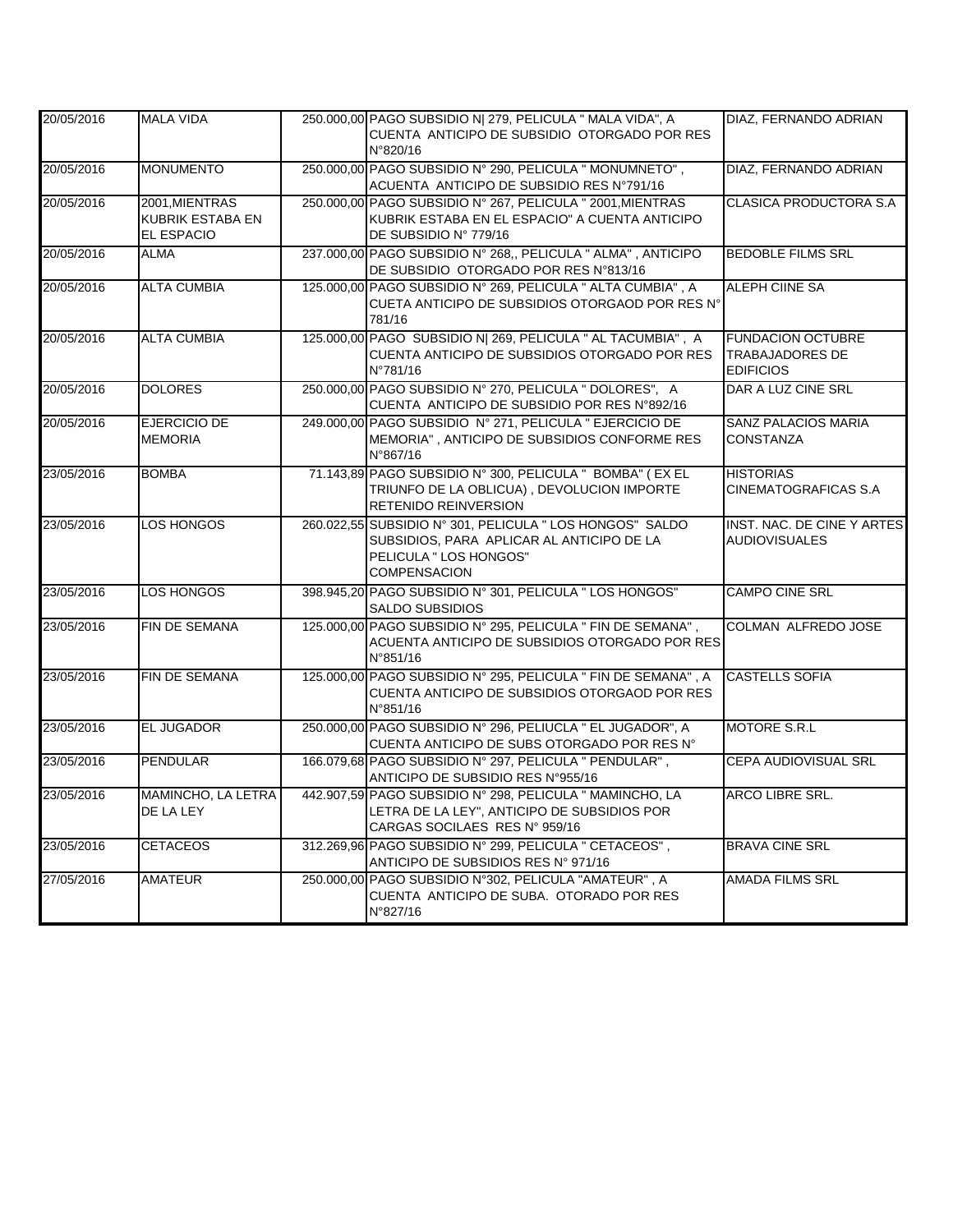| | | | | |
|---|---|---|---|---|
| 20/05/2016 | MALA VIDA | 250.000,00 | PAGO SUBSIDIO N\| 279, PELICULA " MALA VIDA", A CUENTA ANTICIPO DE SUBSIDIO OTORGADO POR RES N°820/16 | DIAZ, FERNANDO ADRIAN |
| 20/05/2016 | MONUMENTO | 250.000,00 | PAGO SUBSIDIO N° 290, PELICULA " MONUMNETO" , ACUENTA ANTICIPO DE SUBSIDIO RES N°791/16 | DIAZ, FERNANDO ADRIAN |
| 20/05/2016 | 2001,MIENTRAS KUBRIK ESTABA EN EL ESPACIO | 250.000,00 | PAGO SUBSIDIO N° 267, PELICULA " 2001,MIENTRAS KUBRIK ESTABA EN EL ESPACIO" A CUENTA ANTICIPO DE SUBSIDIO N° 779/16 | CLASICA PRODUCTORA S.A |
| 20/05/2016 | ALMA | 237.000,00 | PAGO SUBSIDIO N° 268,, PELICULA " ALMA" , ANTICIPO DE SUBSIDIO OTORGADO POR RES N°813/16 | BEDOBLE FILMS SRL |
| 20/05/2016 | ALTA CUMBIA | 125.000,00 | PAGO SUBSIDIO N° 269, PELICULA " ALTA CUMBIA" , A CUETA ANTICIPO DE SUBSIDIOS OTORGAOD POR RES N° 781/16 | ALEPH CIINE SA |
| 20/05/2016 | ALTA CUMBIA | 125.000,00 | PAGO SUBSIDIO N\| 269, PELICULA " AL TACUMBIA" , A CUENTA ANTICIPO DE SUBSIDIOS OTORGADO POR RES N°781/16 | FUNDACION OCTUBRE TRABAJADORES DE EDIFICIOS |
| 20/05/2016 | DOLORES | 250.000,00 | PAGO SUBSIDIO N° 270, PELICULA " DOLORES", A CUENTA ANTICIPO DE SUBSIDIO POR RES N°892/16 | DAR A LUZ CINE SRL |
| 20/05/2016 | EJERCICIO DE MEMORIA | 249.000,00 | PAGO SUBSIDIO N° 271, PELICULA " EJERCICIO DE MEMORIA" , ANTICIPO DE SUBSIDIOS CONFORME RES N°867/16 | SANZ PALACIOS MARIA CONSTANZA |
| 23/05/2016 | BOMBA | 71.143,89 | PAGO SUBSIDIO N° 300, PELICULA " BOMBA" ( EX EL TRIUNFO DE LA OBLICUA) , DEVOLUCION IMPORTE RETENIDO REINVERSION | HISTORIAS CINEMATOGRAFICAS S.A |
| 23/05/2016 | LOS HONGOS | 260.022,55 | SUBSIDIO N° 301, PELICULA " LOS HONGOS" SALDO SUBSIDIOS, PARA APLICAR AL ANTICIPO DE LA PELICULA " LOS HONGOS" COMPENSACION | INST. NAC. DE CINE Y ARTES AUDIOVISUALES |
| 23/05/2016 | LOS HONGOS | 398.945,20 | PAGO SUBSIDIO N° 301, PELICULA " LOS HONGOS" SALDO SUBSIDIOS | CAMPO CINE SRL |
| 23/05/2016 | FIN DE SEMANA | 125.000,00 | PAGO SUBSIDIO N° 295, PELICULA " FIN DE SEMANA" , ACUENTA ANTICIPO DE SUBSIDIOS OTORGADO POR RES N°851/16 | COLMAN ALFREDO JOSE |
| 23/05/2016 | FIN DE SEMANA | 125.000,00 | PAGO SUBSIDIO N° 295, PELICULA " FIN DE SEMANA" , A CUENTA ANTICIPO DE SUBSIDIOS OTORGAOD POR RES N°851/16 | CASTELLS SOFIA |
| 23/05/2016 | EL JUGADOR | 250.000,00 | PAGO SUBSIDIO N° 296, PELIUCLA " EL JUGADOR", A CUENTA ANTICIPO DE SUBS OTORGADO POR RES N° | MOTORE S.R.L |
| 23/05/2016 | PENDULAR | 166.079,68 | PAGO SUBSIDIO N° 297, PELICULA " PENDULAR" , ANTICIPO DE SUBSIDIO RES N°955/16 | CEPA AUDIOVISUAL SRL |
| 23/05/2016 | MAMINCHO, LA LETRA DE LA LEY | 442.907,59 | PAGO SUBSIDIO N° 298, PELICULA " MAMINCHO, LA LETRA DE LA LEY", ANTICIPO DE SUBSIDIOS POR CARGAS SOCILAES RES N° 959/16 | ARCO LIBRE SRL. |
| 23/05/2016 | CETACEOS | 312.269,96 | PAGO SUBSIDIO N° 299, PELICULA " CETACEOS" , ANTICIPO DE SUBSIDIOS RES N° 971/16 | BRAVA CINE SRL |
| 27/05/2016 | AMATEUR | 250.000,00 | PAGO SUBSIDIO N°302, PELICULA "AMATEUR" , A CUENTA ANTICIPO DE SUBA. OTORADO POR RES N°827/16 | AMADA FILMS SRL |